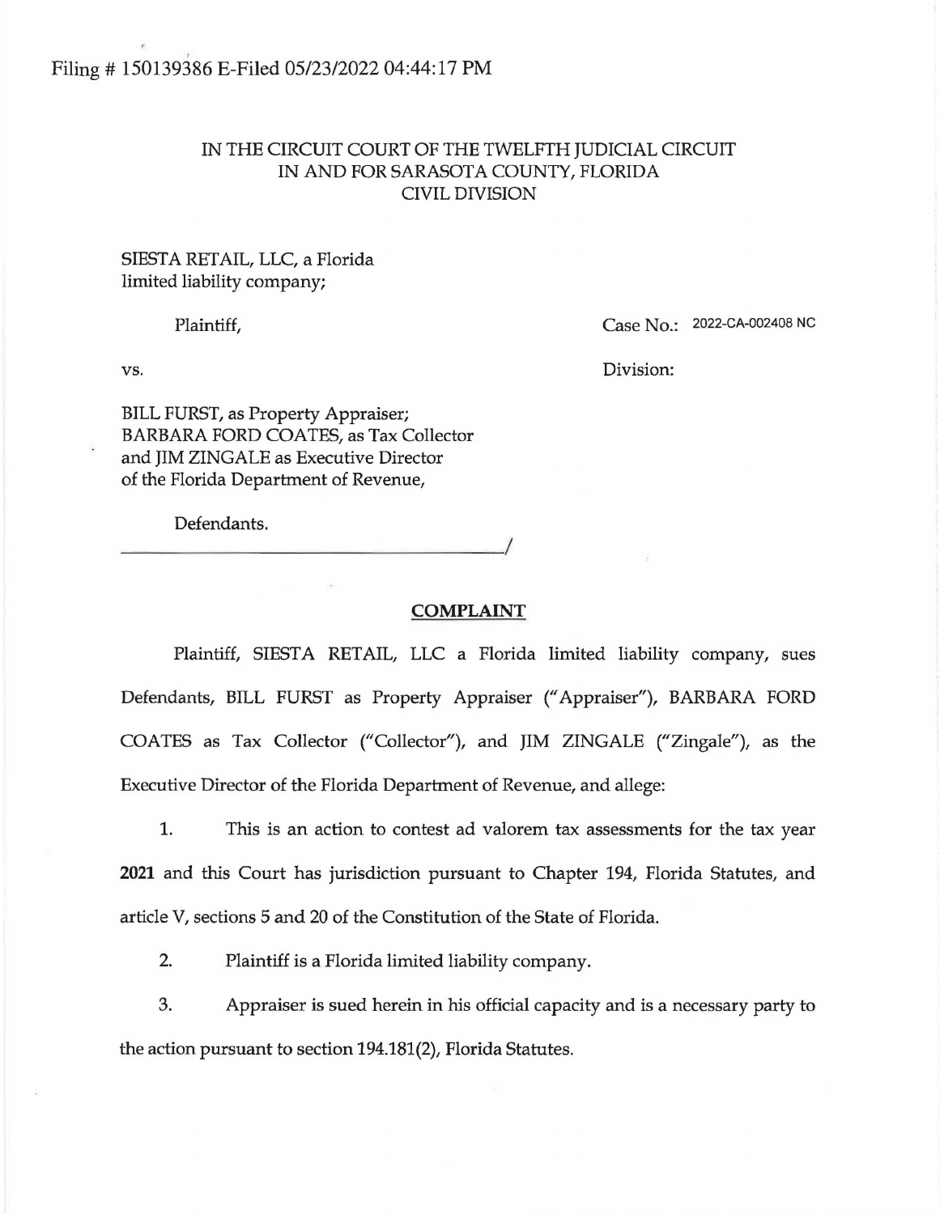Filing # 150139386 E-Filed 05/23/2022 04:44:17 PM

IN THE CIRCUIT COURT OF THE TWELFTH JUDICIAL CIRCUIT
IN AND FOR SARASOTA COUNTY, FLORIDA
CIVIL DIVISION

SIESTA RETAIL, LLC, a Florida limited liability company;

Plaintiff,

Case No.: 2022-CA-002408 NC

vs.

Division:

BILL FURST, as Property Appraiser;
BARBARA FORD COATES, as Tax Collector
and JIM ZINGALE as Executive Director
of the Florida Department of Revenue,

Defendants.
_______________________________________/

## COMPLAINT

Plaintiff, SIESTA RETAIL, LLC a Florida limited liability company, sues Defendants, BILL FURST as Property Appraiser ("Appraiser"), BARBARA FORD COATES as Tax Collector ("Collector"), and JIM ZINGALE ("Zingale"), as the Executive Director of the Florida Department of Revenue, and allege:

1. This is an action to contest ad valorem tax assessments for the tax year **2021** and this Court has jurisdiction pursuant to Chapter 194, Florida Statutes, and article V, sections 5 and 20 of the Constitution of the State of Florida.

2. Plaintiff is a Florida limited liability company.

3. Appraiser is sued herein in his official capacity and is a necessary party to the action pursuant to section 194.181(2), Florida Statutes.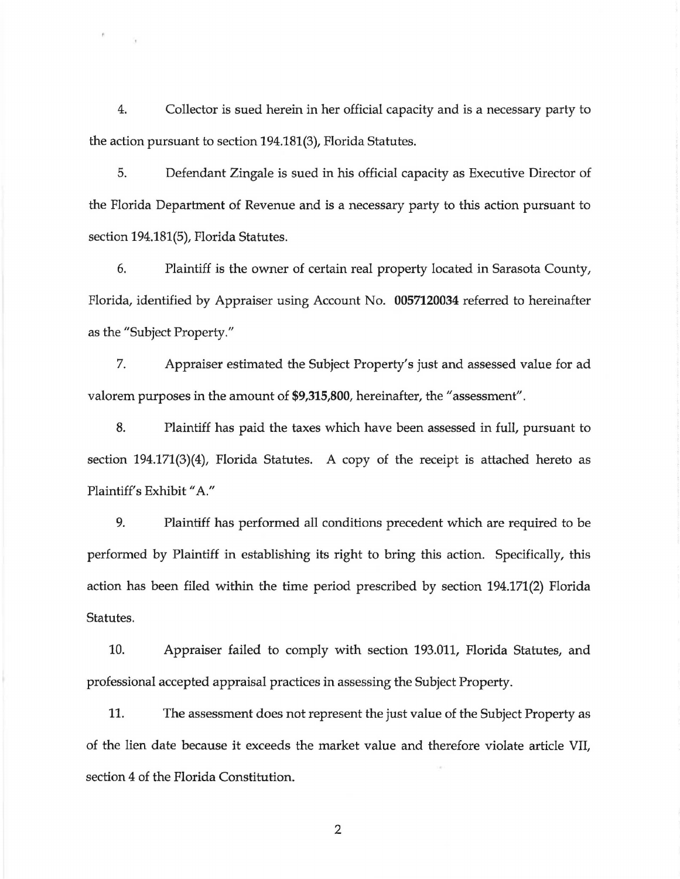4. Collector is sued herein in her official capacity and is a necessary party to the action pursuant to section 194.181(3), Florida Statutes.

5. Defendant Zingale is sued in his official capacity as Executive Director of the Florida Department of Revenue and is a necessary party to this action pursuant to section 194.181(5), Florida Statutes.

6. Plaintiff is the owner of certain real property located in Sarasota County, Florida, identified by Appraiser using Account No. **0057120034** referred to hereinafter as the "Subject Property."

7. Appraiser estimated the Subject Property's just and assessed value for ad valorem purposes in the amount of **$9,315,800**, hereinafter, the "assessment".

8. Plaintiff has paid the taxes which have been assessed in full, pursuant to section 194.171(3)(4), Florida Statutes. A copy of the receipt is attached hereto as Plaintiff's Exhibit "A."

9. Plaintiff has performed all conditions precedent which are required to be performed by Plaintiff in establishing its right to bring this action. Specifically, this action has been filed within the time period prescribed by section 194.171(2) Florida Statutes.

10. Appraiser failed to comply with section 193.011, Florida Statutes, and professional accepted appraisal practices in assessing the Subject Property.

11. The assessment does not represent the just value of the Subject Property as of the lien date because it exceeds the market value and therefore violate article VII, section 4 of the Florida Constitution.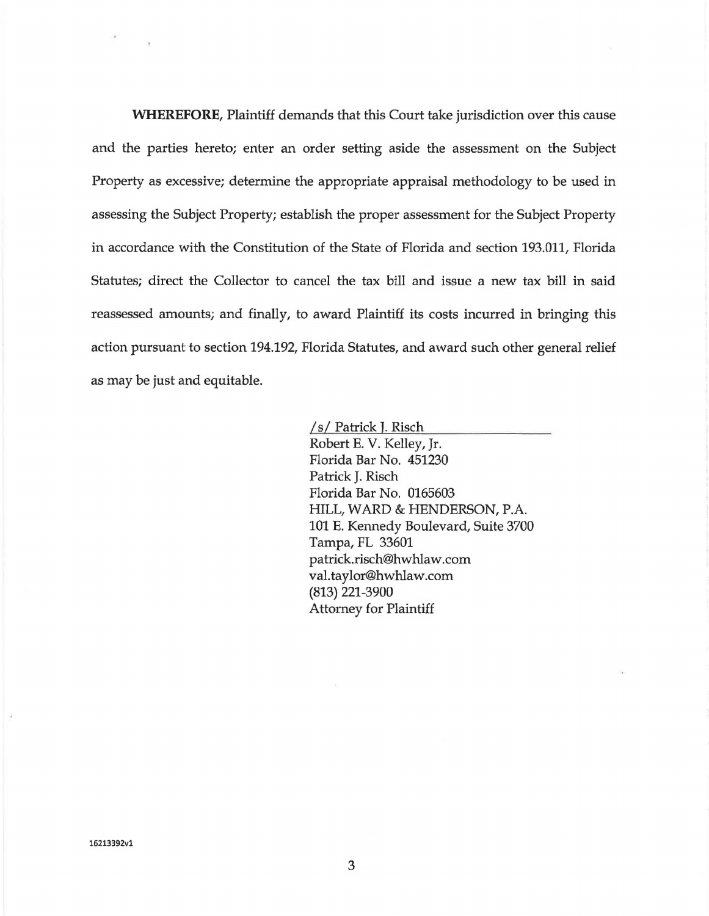**WHEREFORE**, Plaintiff demands that this Court take jurisdiction over this cause and the parties hereto; enter an order setting aside the assessment on the Subject Property as excessive; determine the appropriate appraisal methodology to be used in assessing the Subject Property; establish the proper assessment for the Subject Property in accordance with the Constitution of the State of Florida and section 193.011, Florida Statutes; direct the Collector to cancel the tax bill and issue a new tax bill in said reassessed amounts; and finally, to award Plaintiff its costs incurred in bringing this action pursuant to section 194.192, Florida Statutes, and award such other general relief as may be just and equitable.

/s/ Patrick J. Risch
Robert E. V. Kelley, Jr.
Florida Bar No. 451230
Patrick J. Risch
Florida Bar No. 0165603
HILL, WARD & HENDERSON, P.A.
101 E. Kennedy Boulevard, Suite 3700
Tampa, FL 33601
patrick.risch@hwhlaw.com
val.taylor@hwhlaw.com
(813) 221-3900
Attorney for Plaintiff

16213392v1